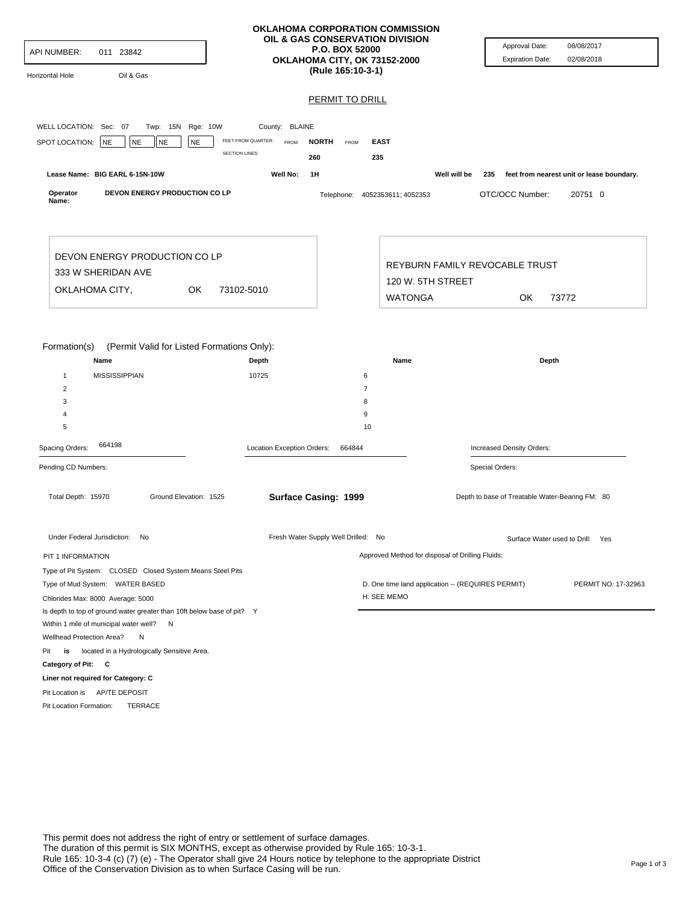API NUMBER: 011 23842

Horizontal Hole    Oil & Gas

**OKLAHOMA CORPORATION COMMISSION**
**OIL & GAS CONSERVATION DIVISION**
**P.O. BOX 52000**
**OKLAHOMA CITY, OK 73152-2000**
**(Rule 165:10-3-1)**

Approval Date: 08/08/2017
Expiration Date: 02/08/2018

## PERMIT TO DRILL

WELL LOCATION: Sec: 07 Twp: 15N Rge: 10W County: BLAINE

SPOT LOCATION: NE NE NE NE

| FEET FROM QUARTER: | FROM NORTH | FROM EAST |
|---|---|---|
| SECTION LINES: | 260 | 235 |

Lease Name: **BIG EARL 6-15N-10W**    Well No: **1H**    Well will be **235** feet from nearest unit or lease boundary.

Operator Name: **DEVON ENERGY PRODUCTION CO LP**    Telephone: 4052353611; 4052353    OTC/OCC Number: 20751 0

DEVON ENERGY PRODUCTION CO LP
333 W SHERIDAN AVE
OKLAHOMA CITY, OK 73102-5010

REYBURN FAMILY REVOCABLE TRUST
120 W. 5TH STREET
WATONGA OK 73772

Formation(s) (Permit Valid for Listed Formations Only):

| | Name | Depth | | Name | Depth |
|---|---|---|---|---|---|
| 1 | MISSISSIPPIAN | 10725 | 6 | | |
| 2 | | | 7 | | |
| 3 | | | 8 | | |
| 4 | | | 9 | | |
| 5 | | | 10 | | |

Spacing Orders: 664198    Location Exception Orders: 664844    Increased Density Orders:

Pending CD Numbers:    Special Orders:

Total Depth: 15970    Ground Elevation: 1525    **Surface Casing: 1999**    Depth to base of Treatable Water-Bearing FM: 80

Under Federal Jurisdiction: No    Fresh Water Supply Well Drilled: No    Surface Water used to Drill: Yes

PIT 1 INFORMATION

Type of Pit System: CLOSED Closed System Means Steel Pits
Type of Mud System: WATER BASED
Chlorides Max: 8000 Average: 5000
Is depth to top of ground water greater than 10ft below base of pit? Y
Within 1 mile of municipal water well? N
Wellhead Protection Area? N
Pit **is** located in a Hydrologically Sensitive Area.
**Category of Pit: C**
**Liner not required for Category: C**
Pit Location is AP/TE DEPOSIT
Pit Location Formation: TERRACE

Approved Method for disposal of Drilling Fluids:

D. One time land application -- (REQUIRES PERMIT)    PERMIT NO: 17-32963
H. SEE MEMO

This permit does not address the right of entry or settlement of surface damages.
The duration of this permit is SIX MONTHS, except as otherwise provided by Rule 165: 10-3-1.
Rule 165: 10-3-4 (c) (7) (e) - The Operator shall give 24 Hours notice by telephone to the appropriate District Office of the Conservation Division as to when Surface Casing will be run.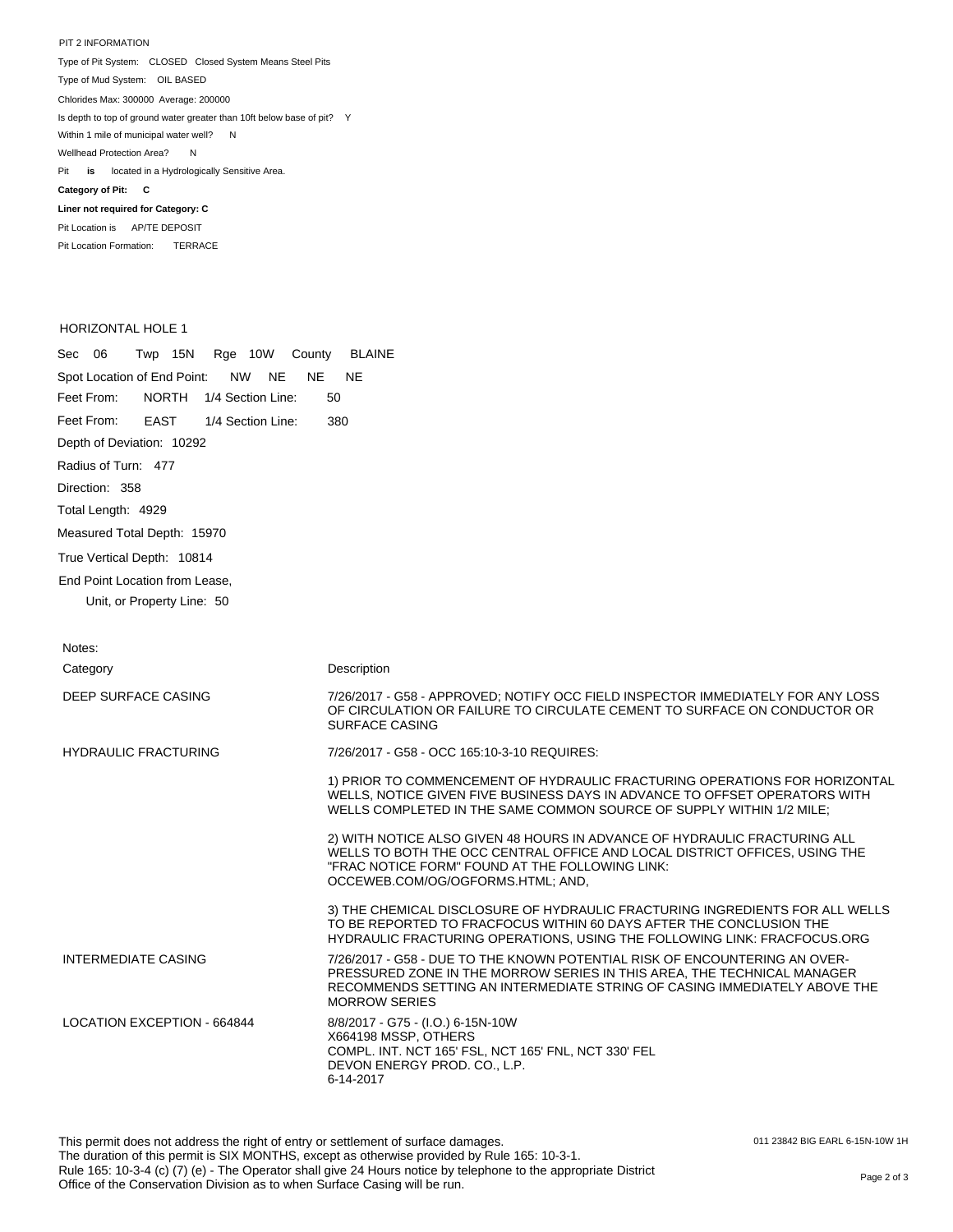PIT 2 INFORMATION

Type of Pit System: CLOSED Closed System Means Steel Pits

Type of Mud System: OIL BASED

Chlorides Max: 300000 Average: 200000

Is depth to top of ground water greater than 10ft below base of pit? Y

Within 1 mile of municipal water well? N

Wellhead Protection Area? N

Pit **is** located in a Hydrologically Sensitive Area.

**Category of Pit: C**

**Liner not required for Category: C**

Pit Location is AP/TE DEPOSIT

Pit Location Formation: TERRACE

HORIZONTAL HOLE 1

Sec 06 Twp 15N Rge 10W County BLAINE

Spot Location of End Point: NW NE NE NE

Feet From: NORTH 1/4 Section Line: 50

Feet From: EAST 1/4 Section Line: 380

Depth of Deviation: 10292

Radius of Turn: 477

Direction: 358

Total Length: 4929

Measured Total Depth: 15970

True Vertical Depth: 10814

End Point Location from Lease, Unit, or Property Line: 50

Notes:

| Category | Description |
|---|---|
| DEEP SURFACE CASING | 7/26/2017 - G58 - APPROVED; NOTIFY OCC FIELD INSPECTOR IMMEDIATELY FOR ANY LOSS OF CIRCULATION OR FAILURE TO CIRCULATE CEMENT TO SURFACE ON CONDUCTOR OR SURFACE CASING |
| HYDRAULIC FRACTURING | 7/26/2017 - G58 - OCC 165:10-3-10 REQUIRES:<br><br>1) PRIOR TO COMMENCEMENT OF HYDRAULIC FRACTURING OPERATIONS FOR HORIZONTAL WELLS, NOTICE GIVEN FIVE BUSINESS DAYS IN ADVANCE TO OFFSET OPERATORS WITH WELLS COMPLETED IN THE SAME COMMON SOURCE OF SUPPLY WITHIN 1/2 MILE;<br><br>2) WITH NOTICE ALSO GIVEN 48 HOURS IN ADVANCE OF HYDRAULIC FRACTURING ALL WELLS TO BOTH THE OCC CENTRAL OFFICE AND LOCAL DISTRICT OFFICES, USING THE "FRAC NOTICE FORM" FOUND AT THE FOLLOWING LINK: OCCEWEB.COM/OG/OGFORMS.HTML; AND,<br><br>3) THE CHEMICAL DISCLOSURE OF HYDRAULIC FRACTURING INGREDIENTS FOR ALL WELLS TO BE REPORTED TO FRACFOCUS WITHIN 60 DAYS AFTER THE CONCLUSION THE HYDRAULIC FRACTURING OPERATIONS, USING THE FOLLOWING LINK: FRACFOCUS.ORG |
| INTERMEDIATE CASING | 7/26/2017 - G58 - DUE TO THE KNOWN POTENTIAL RISK OF ENCOUNTERING AN OVER-PRESSURED ZONE IN THE MORROW SERIES IN THIS AREA, THE TECHNICAL MANAGER RECOMMENDS SETTING AN INTERMEDIATE STRING OF CASING IMMEDIATELY ABOVE THE MORROW SERIES |
| LOCATION EXCEPTION - 664844 | 8/8/2017 - G75 - (I.O.) 6-15N-10W<br>X664198 MSSP, OTHERS<br>COMPL. INT. NCT 165' FSL, NCT 165' FNL, NCT 330' FEL<br>DEVON ENERGY PROD. CO., L.P.<br>6-14-2017 |

This permit does not address the right of entry or settlement of surface damages.
The duration of this permit is SIX MONTHS, except as otherwise provided by Rule 165: 10-3-1.
Rule 165: 10-3-4 (c) (7) (e) - The Operator shall give 24 Hours notice by telephone to the appropriate District Office of the Conservation Division as to when Surface Casing will be run.

011 23842 BIG EARL 6-15N-10W 1H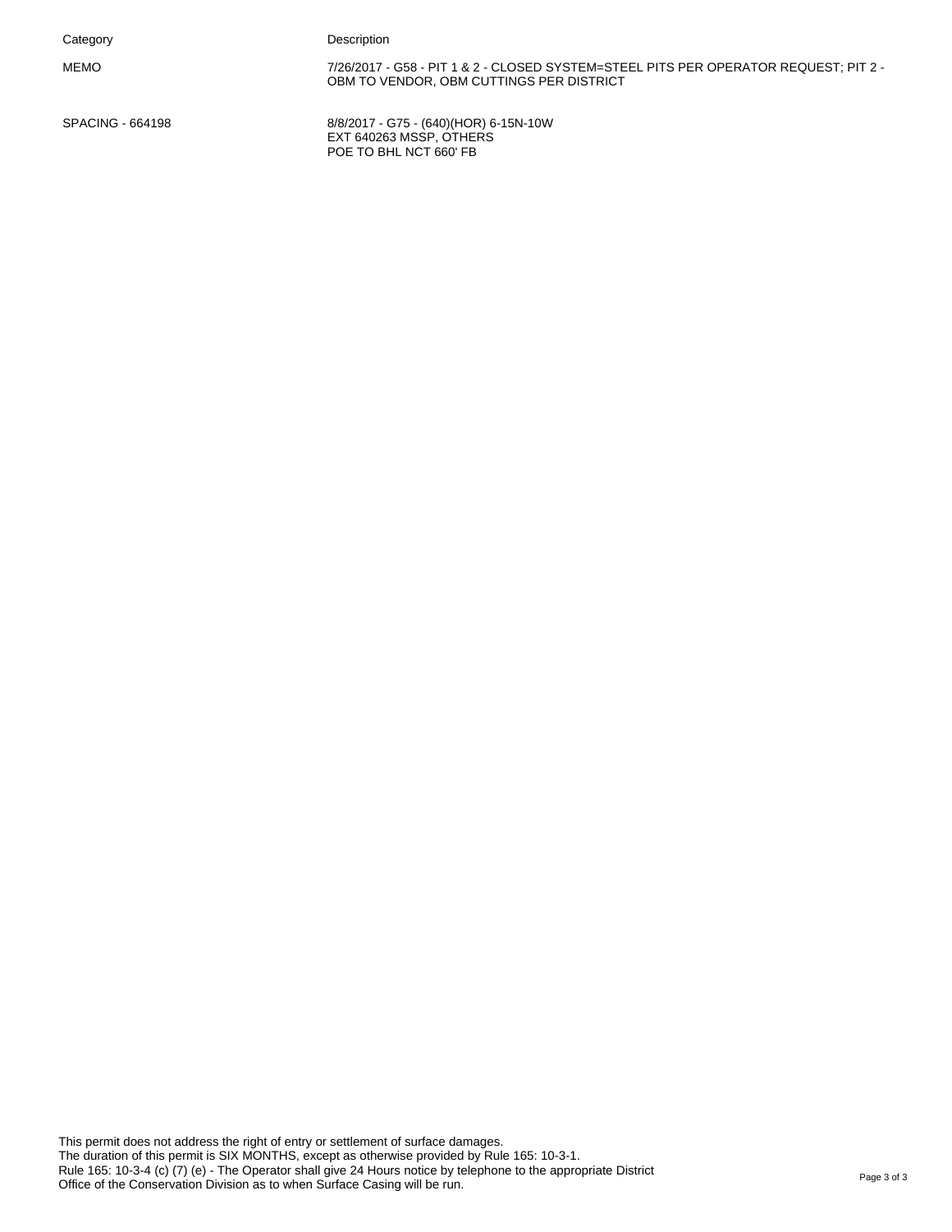| Category | Description |
|---|---|
| MEMO | 7/26/2017 - G58 - PIT 1 & 2 - CLOSED SYSTEM=STEEL PITS PER OPERATOR REQUEST; PIT 2 - OBM TO VENDOR, OBM CUTTINGS PER DISTRICT |
| SPACING - 664198 | 8/8/2017 - G75 - (640)(HOR) 6-15N-10W<br>EXT 640263 MSSP, OTHERS<br>POE TO BHL NCT 660' FB |

This permit does not address the right of entry or settlement of surface damages.
The duration of this permit is SIX MONTHS, except as otherwise provided by Rule 165: 10-3-1.
Rule 165: 10-3-4 (c) (7) (e) - The Operator shall give 24 Hours notice by telephone to the appropriate District Office of the Conservation Division as to when Surface Casing will be run.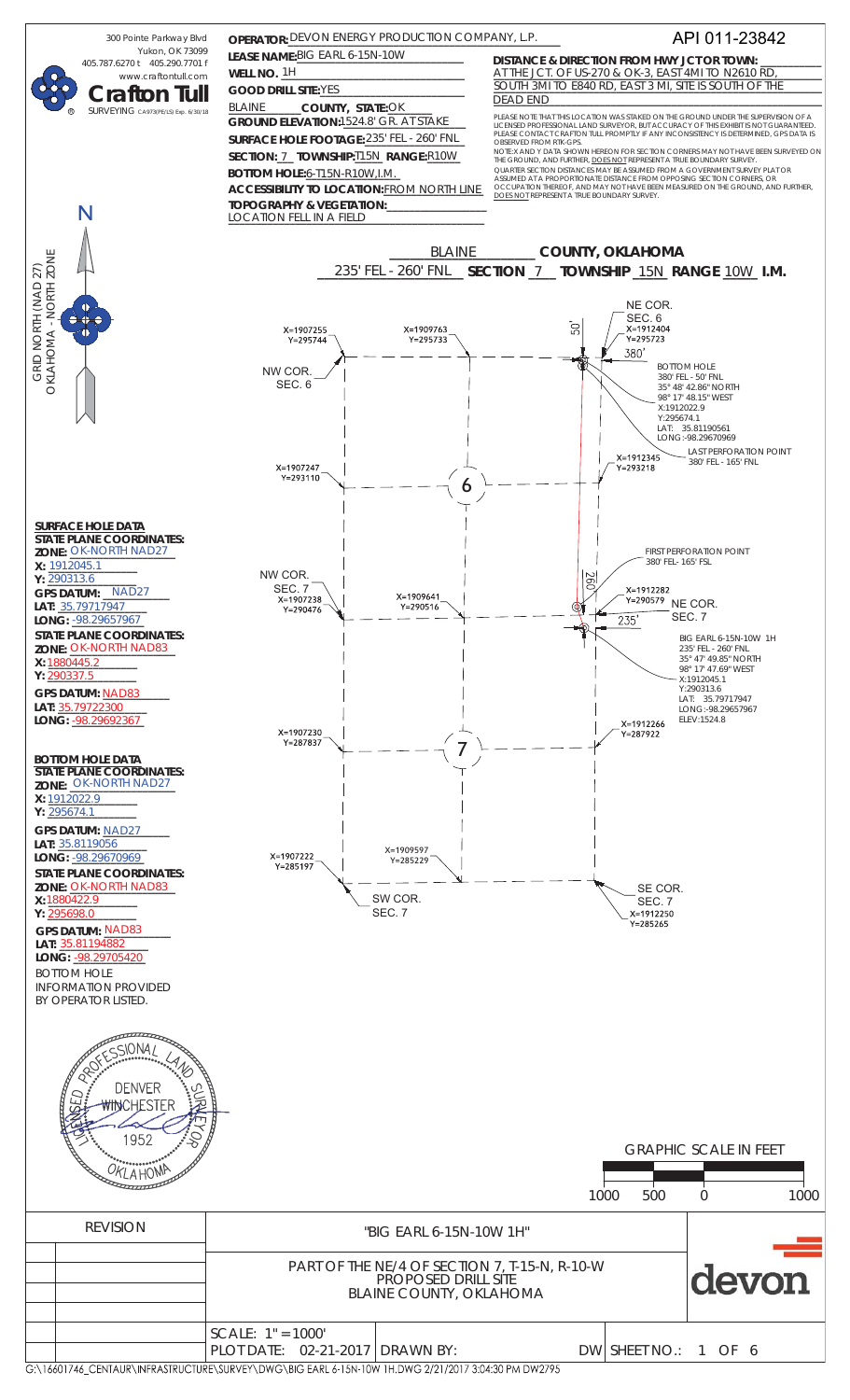300 Pointe Parkway Blvd
Yukon, OK 73099
405.787.6270 t 405.290.7701 f
www.craftontull.com

**Crafton Tull**

SURVEYING CA973(PE/LS) Exp. 6/30/18

**OPERATOR:** DEVON ENERGY PRODUCTION COMPANY, L.P.

API 011-23842

**LEASE NAME:** BIG EARL 6-15N-10W

**WELL NO.** 1H

**GOOD DRILL SITE:** YES

BLAINE **COUNTY, STATE:** OK

**GROUND ELEVATION:** 1524.8' GR. AT STAKE

**SURFACE HOLE FOOTAGE:** 235' FEL - 260' FNL

**SECTION:** 7 **TOWNSHIP:** T15N **RANGE:** R10W

**BOTTOM HOLE:** 6-T15N-R10W,I.M.

**ACCESSIBILITY TO LOCATION:** FROM NORTH LINE

**TOPOGRAPHY & VEGETATION:** LOCATION FELL IN A FIELD

**DISTANCE & DIRECTION FROM HWY JCT OR TOWN:** AT THE JCT. OF US-270 & OK-3, EAST 4MI TO N2610 RD, SOUTH 3MI TO E840 RD, EAST 3 MI, SITE IS SOUTH OF THE DEAD END

PLEASE NOTE THAT THIS LOCATION WAS STAKED ON THE GROUND UNDER THE SUPERVISION OF A LICENSED PROFESSIONAL LAND SURVEYOR, BUT ACCURACY OF THIS EXHIBIT IS NOT GUARANTEED. PLEASE CONTACT CRAFTON TULL PROMPTLY IF ANY INCONSISTENCY IS DETERMINED, GPS DATA IS OBSERVED FROM RTK-GPS.
NOTE: X AND Y DATA SHOWN HEREON FOR SECTION CORNERS MAY NOT HAVE BEEN SURVEYED ON THE GROUND, AND FURTHER, DOES NOT REPRESENT A TRUE BOUNDARY SURVEY.
QUARTER SECTION DISTANCES MAY BE ASSUMED FROM A GOVERNMENT SURVEY PLAT OR ASSUMED AT A PROPORTIONATE DISTANCE FROM OPPOSING SECTION CORNERS, OR OCCUPATION THEREOF, AND MAY NOT HAVE BEEN MEASURED ON THE GROUND, AND FURTHER, DOES NOT REPRESENT A TRUE BOUNDARY SURVEY.

N

GRID NORTH (NAD 27)
OKLAHOMA - NORTH ZONE

BLAINE **COUNTY, OKLAHOMA**

235' FEL - 260' FNL **SECTION** 7 **TOWNSHIP** 15N **RANGE** 10W **I.M.**

X=1907255
Y=295744

X=1909763
Y=295733

NE COR.
SEC. 6
X=1912404
Y=295723

50'

380'

NW COR.
SEC. 6

BOTTOM HOLE
380' FEL - 50' FNL
35° 48' 42.86" NORTH
98° 17' 48.15" WEST
X:1912022.9
Y:295674.1
LAT: 35.81190561
LONG:-98.29670969

LAST PERFORATION POINT
380' FEL - 165' FNL

X=1912345
Y=293218

X=1907247
Y=293110

6

FIRST PERFORATION POINT
380' FEL- 165' FSL

NW COR.
SEC. 7
X=1907238
Y=290476

X=1909641
Y=290516

260'

X=1912282
Y=290579

NE COR.
SEC. 7

235'

BIG EARL 6-15N-10W 1H
235' FEL - 260' FNL
35° 47' 49.85" NORTH
98° 17' 47.69" WEST
X:1912045.1
Y:290313.6
LAT: 35.79717947
LONG:-98.29657967
ELEV:1524.8

X=1907230
Y=287837

7

X=1912266
Y=287922

X=1907222
Y=285197

X=1909597
Y=285229

SW COR.
SEC. 7

SE COR.
SEC. 7
X=1912250
Y=285265

**SURFACE HOLE DATA**
**STATE PLANE COORDINATES:**
**ZONE:** OK-NORTH NAD27
**X:** 1912045.1
**Y:** 290313.6
**GPS DATUM:** NAD27
**LAT:** 35.79717947
**LONG:** -98.29657967
**STATE PLANE COORDINATES:**
**ZONE:** OK-NORTH NAD83
**X:** 1880445.2
**Y:** 290337.5
**GPS DATUM:** NAD83
**LAT:** 35.79722300
**LONG:** -98.29692367

**BOTTOM HOLE DATA**
**STATE PLANE COORDINATES:**
**ZONE:** OK-NORTH NAD27
**X:** 1912022.9
**Y:** 295674.1
**GPS DATUM:** NAD27
**LAT:** 35.8119056
**LONG:** -98.29670969
**STATE PLANE COORDINATES:**
**ZONE:** OK-NORTH NAD83
**X:** 1880422.9
**Y:** 295698.0
**GPS DATUM:** NAD83
**LAT:** 35.81194882
**LONG:** -98.29705420

BOTTOM HOLE INFORMATION PROVIDED BY OPERATOR LISTED.

PROFESSIONAL LAND SURVEYOR
DENVER WINCHESTER
LICENSED
1952
OKLAHOMA

GRAPHIC SCALE IN FEET

1000 500 0 1000

| REVISION | | "BIG EARL 6-15N-10W 1H" | |
|---|---|---|---|
| | | PART OF THE NE/4 OF SECTION 7, T-15-N, R-10-W<br>PROPOSED DRILL SITE<br>BLAINE COUNTY, OKLAHOMA | devon |
| | | SCALE: 1" = 1000'<br>PLOT DATE: 02-21-2017 DRAWN BY: DW | SHEET NO.: 1 OF 6 |

G:\16601746_CENTAUR\INFRASTRUCTURE\SURVEY\DWG\BIG EARL 6-15N-10W 1H.DWG 2/21/2017 3:04:30 PM DW2795